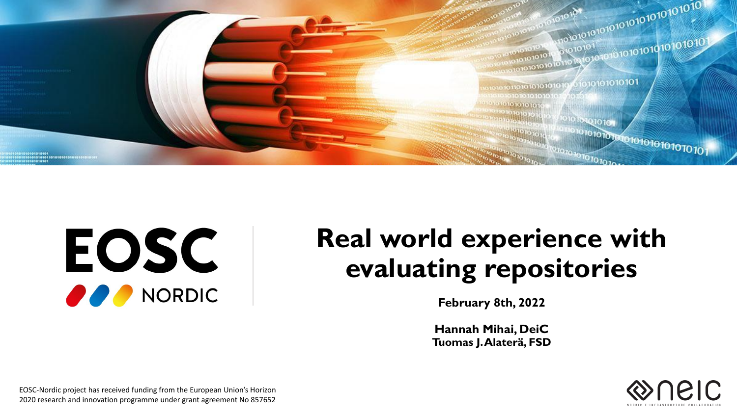EOSC NORDIC

# Real world experience with evaluating repositories

**February 8th, 2022**

**Hannah Mihai, DeiC**
**Tuomas J. Alaterä, FSD**

EOSC-Nordic project has received funding from the European Union's Horizon 2020 research and innovation programme under grant agreement No 857652

neic
NORDIC E-INFRASTRUCTURE COLLABORATION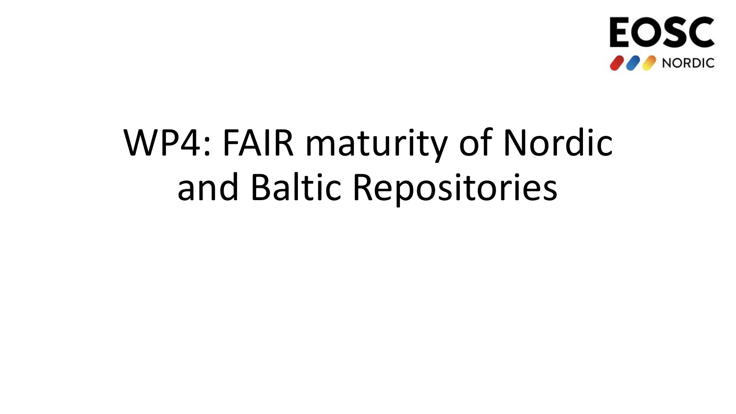# WP4: FAIR maturity of Nordic and Baltic Repositories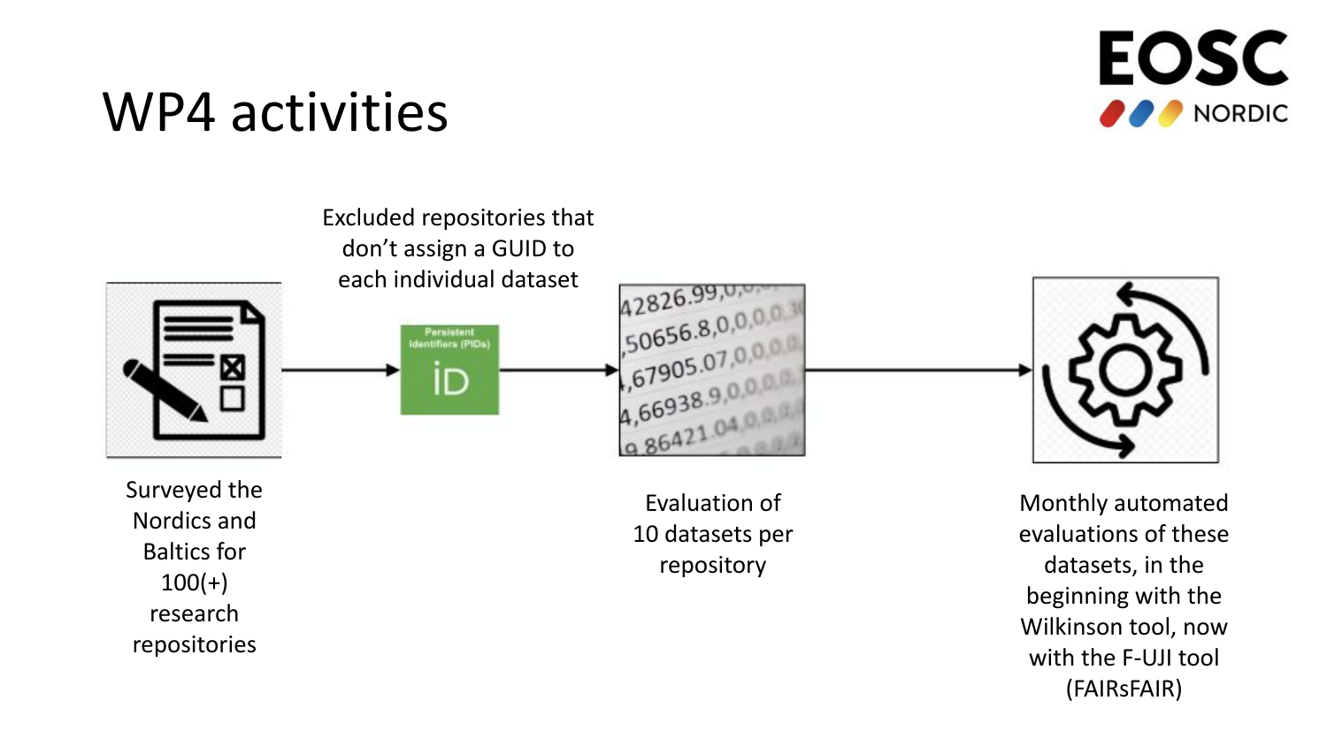# WP4 activities

Surveyed the Nordics and Baltics for 100(+) research repositories

Excluded repositories that don't assign a GUID to each individual dataset

Evaluation of 10 datasets per repository

Monthly automated evaluations of these datasets, in the beginning with the Wilkinson tool, now with the F-UJI tool (FAIRsFAIR)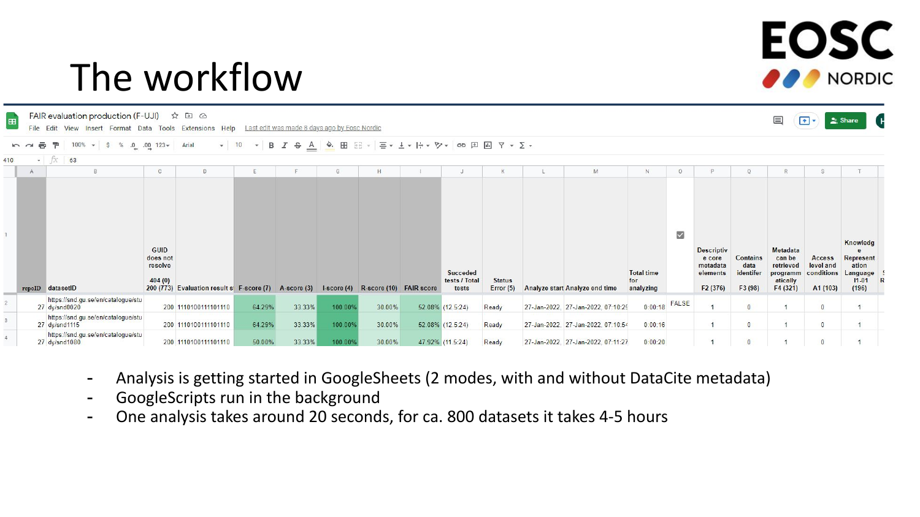# The workflow

| repoID | datasetID | GUID does not resolve 404 (0) 200 (773) | Evaluation result s | F-score (7) | A-score (3) | I-score (4) | R-score (10) | FAIR score | Succeded tests / Total tests | Status Error (5) | Analyze start | Analyze end time | Total time for analyzing | ☑ | Descriptive core metadata elements F2 (376) | Contains data identifer F3 (98) | Metadata can be retrieved programmatically F4 (321) | Access level and conditions A1 (103) | Knowledge Representation Language I1-01 (196) |
|---|---|---|---|---|---|---|---|---|---|---|---|---|---|---|---|---|---|---|---|
| 27 | https://snd.gu.se/en/catalogue/study/snd0020 | 200 | 1110100111101110 | 64.29% | 33.33% | 100.00% | 30.00% | 52.08% | (12.5:24) | Ready | 27-Jan-2022, | 27-Jan-2022, 07:10:2 | 0:00:18 | FALSE | 1 | 0 | 1 | 0 | 1 |
| 27 | https://snd.gu.se/en/catalogue/study/snd1115 | 200 | 1110100111101110 | 64.29% | 33.33% | 100.00% | 30.00% | 52.08% | (12.5:24) | Ready | 27-Jan-2022, | 27-Jan-2022, 07:10:5 | 0:00:16 | | 1 | 0 | 1 | 0 | 1 |
| 27 | https://snd.gu.se/en/catalogue/study/snd1080 | 200 | 1110100111101110 | 50.00% | 33.33% | 100.00% | 30.00% | 47.92% | (11.5:24) | Ready | 27-Jan-2022, | 27-Jan-2022, 07:11:27 | 0:00:20 | | 1 | 0 | 1 | 0 | 1 |

- Analysis is getting started in GoogleSheets (2 modes, with and without DataCite metadata)
- GoogleScripts run in the background
- One analysis takes around 20 seconds, for ca. 800 datasets it takes 4-5 hours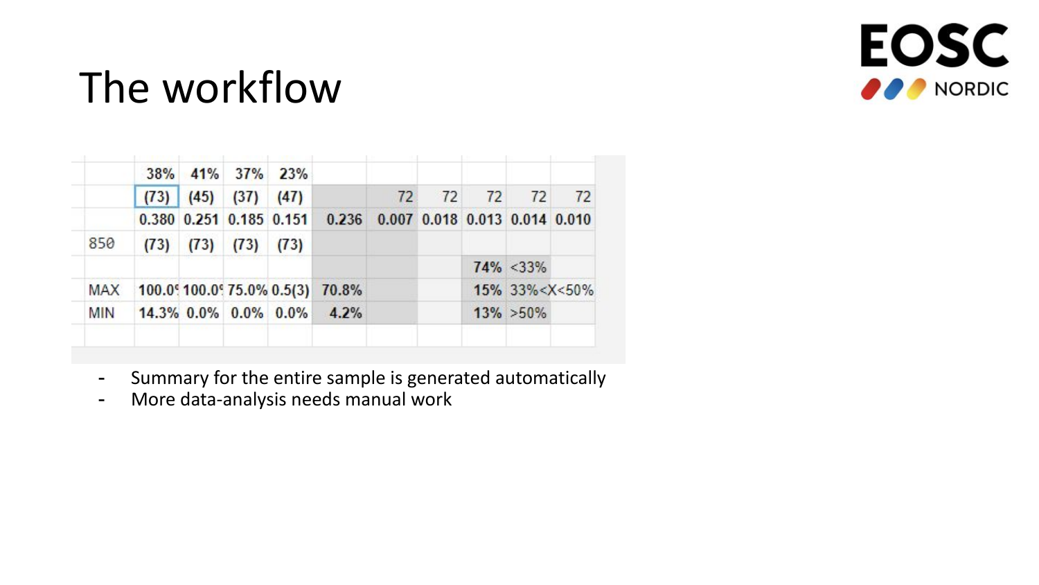# The workflow

| | | | | | | | | | | |
|---|---|---|---|---|---|---|---|---|---|---|
| | 38% | 41% | 37% | 23% | | | | | | |
| | (73) | (45) | (37) | (47) | | 72 | 72 | 72 | 72 | 72 |
| | 0.380 | 0.251 | 0.185 | 0.151 | 0.236 | 0.007 | 0.018 | 0.013 | 0.014 | 0.010 |
| 850 | (73) | (73) | (73) | (73) | | | | | | |
| | | | | | | | | 74% | <33% | |
| MAX | 100.0° | 100.0° | 75.0% | 0.5(3) | 70.8% | | | 15% | 33%<X<50% | |
| MIN | 14.3% | 0.0% | 0.0% | 0.0% | 4.2% | | | 13% | >50% | |

- Summary for the entire sample is generated automatically
- More data-analysis needs manual work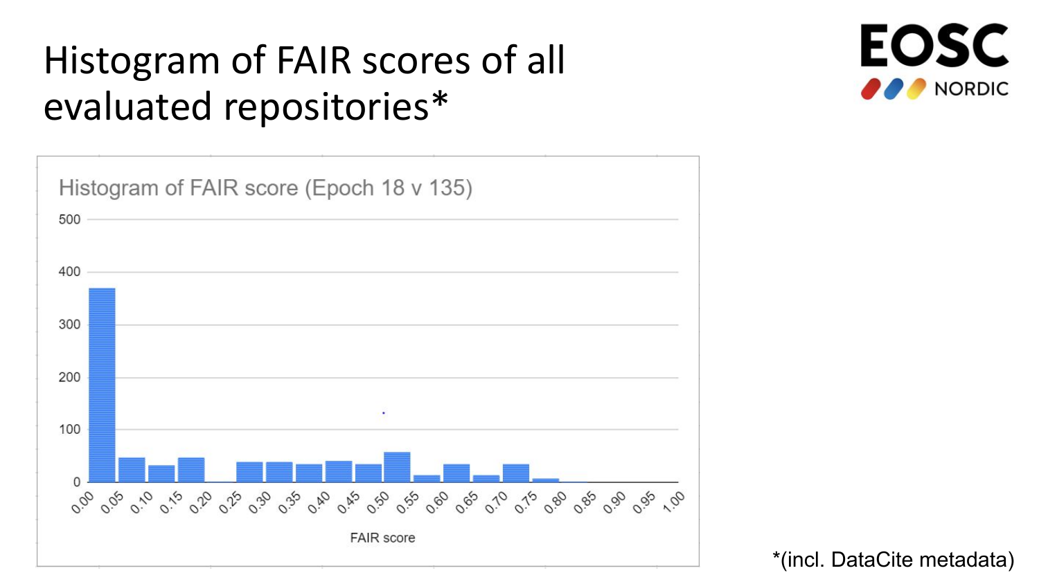# Histogram of FAIR scores of all evaluated repositories*

Histogram of FAIR score (Epoch 18 v 135)

FAIR score

*(incl. DataCite metadata)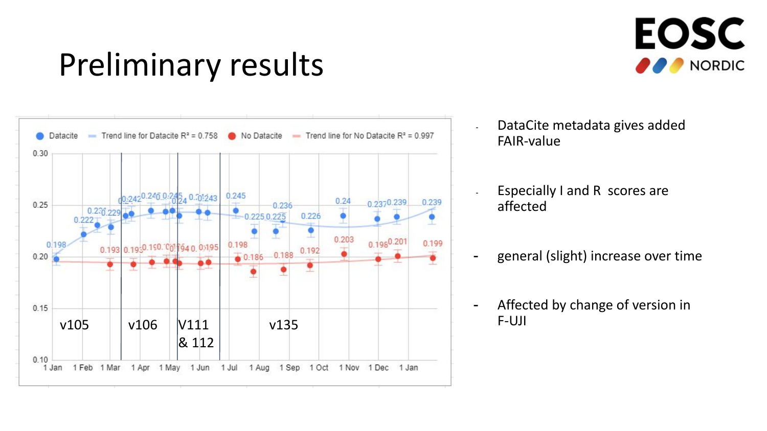# Preliminary results

- DataCite metadata gives added FAIR-value
- Especially I and R scores are affected
- general (slight) increase over time
- Affected by change of version in F-UJI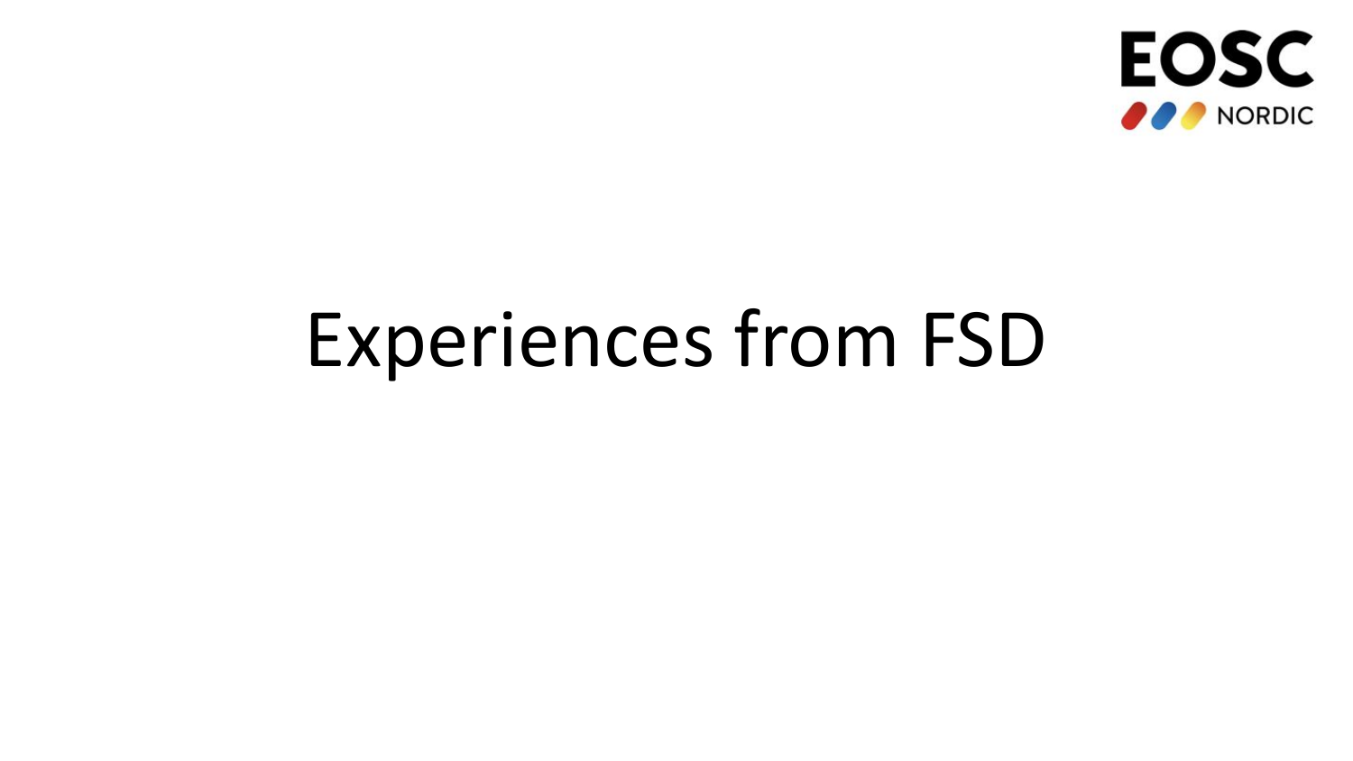# Experiences from FSD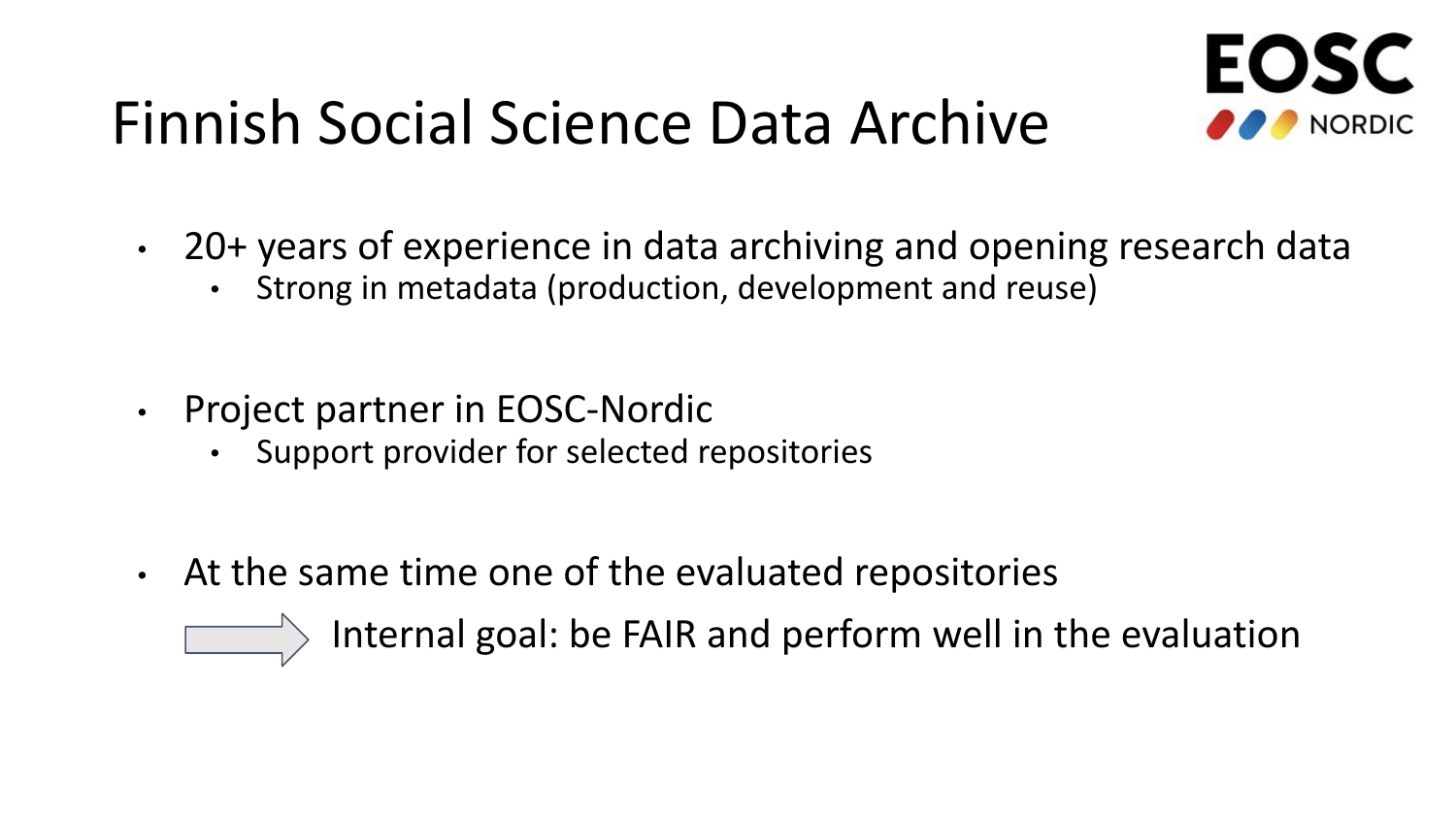# Finnish Social Science Data Archive

- 20+ years of experience in data archiving and opening research data
  - Strong in metadata (production, development and reuse)
- Project partner in EOSC-Nordic
  - Support provider for selected repositories
- At the same time one of the evaluated repositories

  → Internal goal: be FAIR and perform well in the evaluation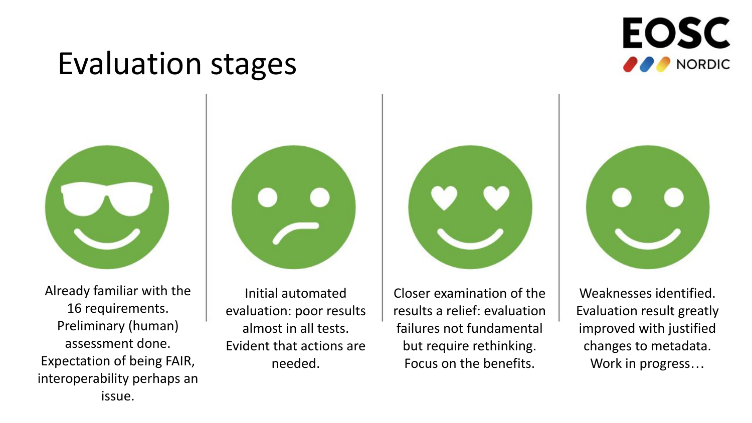# Evaluation stages

Already familiar with the 16 requirements. Preliminary (human) assessment done. Expectation of being FAIR, interoperability perhaps an issue.

Initial automated evaluation: poor results almost in all tests. Evident that actions are needed.

Closer examination of the results a relief: evaluation failures not fundamental but require rethinking. Focus on the benefits.

Weaknesses identified. Evaluation result greatly improved with justified changes to metadata. Work in progress…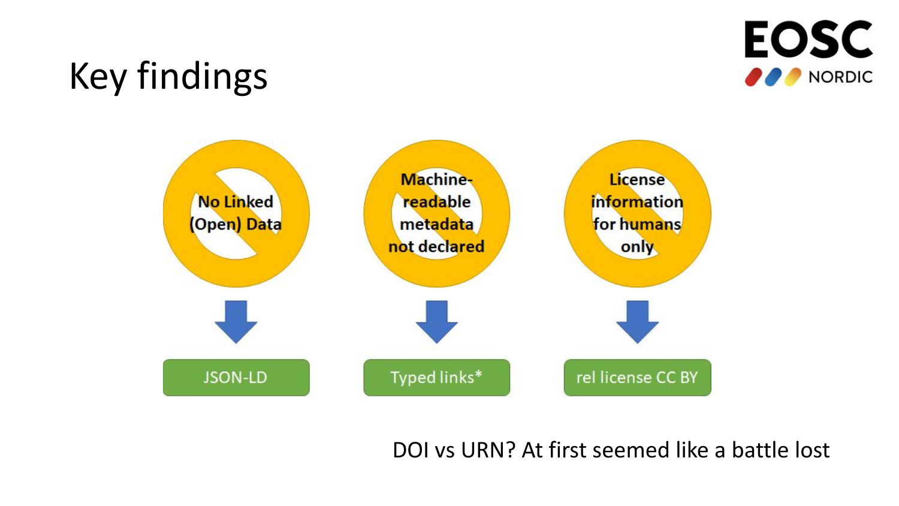# Key findings

- No Linked (Open) Data → JSON-LD
- Machine-readable metadata not declared → Typed links*
- License information for humans only → rel license CC BY

DOI vs URN? At first seemed like a battle lost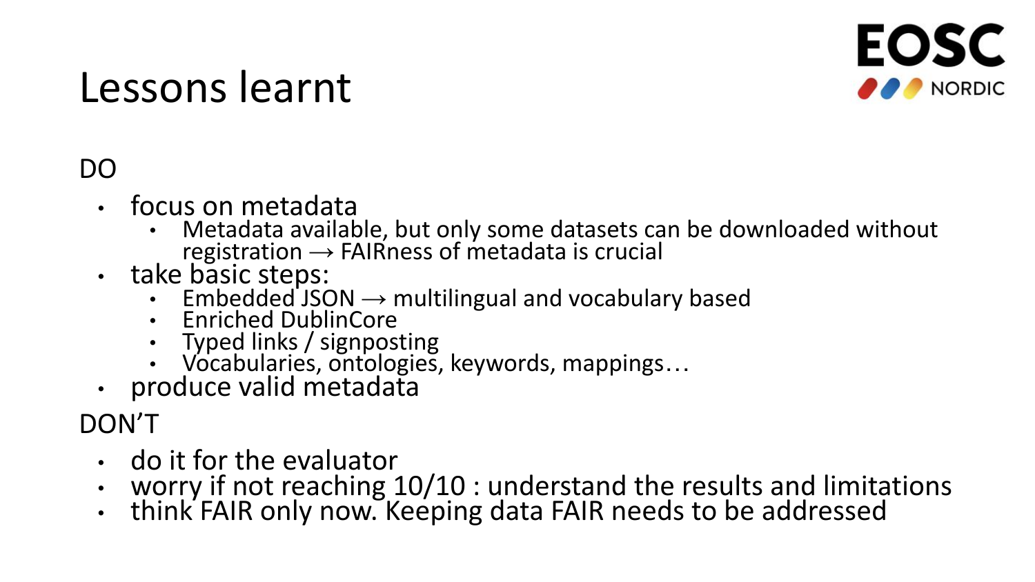# Lessons learnt

DO

- focus on metadata
  - Metadata available, but only some datasets can be downloaded without registration → FAIRness of metadata is crucial
- take basic steps:
  - Embedded JSON → multilingual and vocabulary based
  - Enriched DublinCore
  - Typed links / signposting
  - Vocabularies, ontologies, keywords, mappings…
- produce valid metadata

DON'T

- do it for the evaluator
- worry if not reaching 10/10 : understand the results and limitations
- think FAIR only now. Keeping data FAIR needs to be addressed